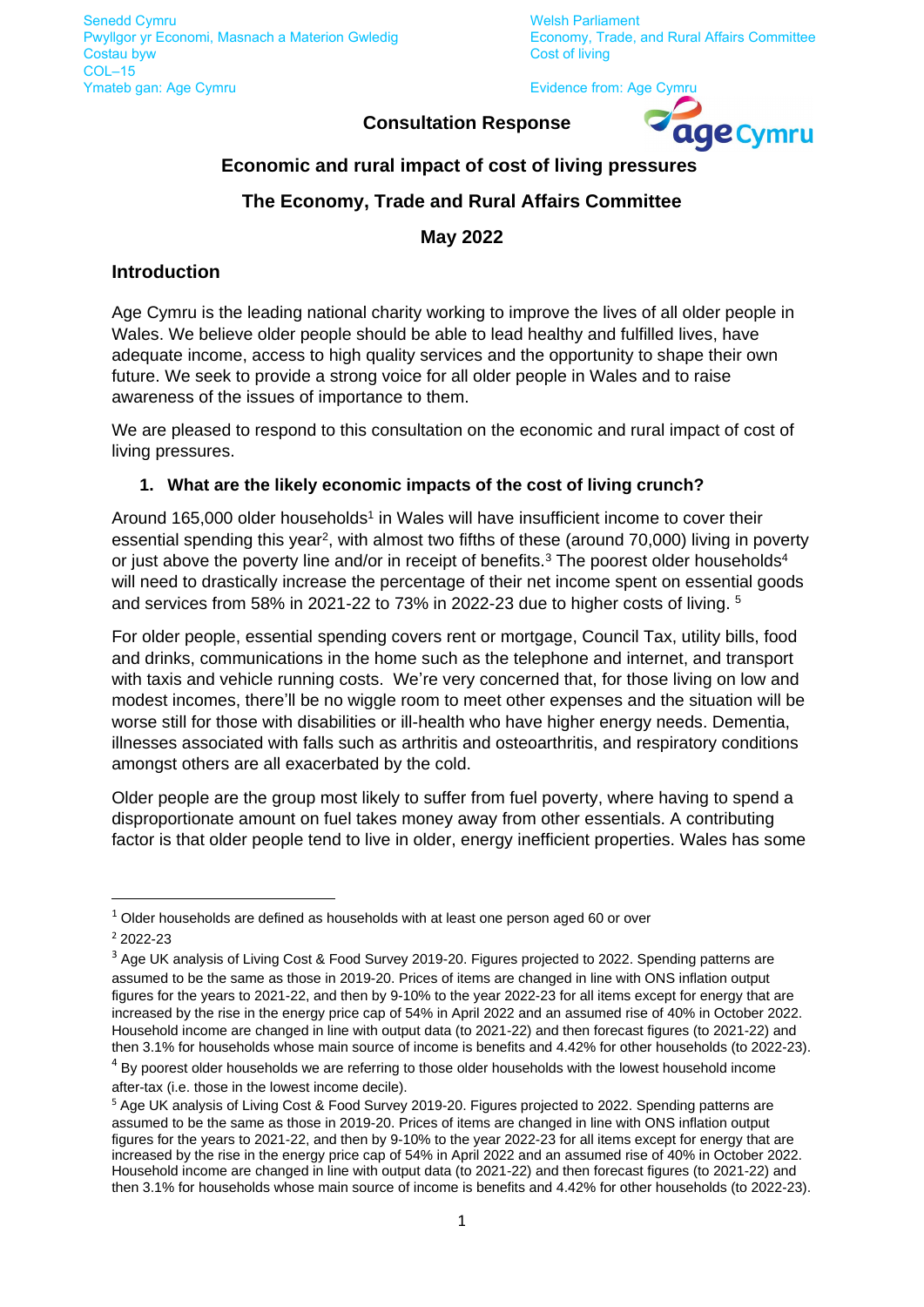Senedd Cymru
Pwyllgor yr Economi, Masnach a Materion Gwledig
Costau byw
COL–15
Ymateb gan: Age Cymru

Welsh Parliament
Economy, Trade, and Rural Affairs Committee
Cost of living

Evidence from: Age Cymru

**Consultation Response**

**Economic and rural impact of cost of living pressures**

**The Economy, Trade and Rural Affairs Committee**

**May 2022**

## Introduction

Age Cymru is the leading national charity working to improve the lives of all older people in Wales. We believe older people should be able to lead healthy and fulfilled lives, have adequate income, access to high quality services and the opportunity to shape their own future. We seek to provide a strong voice for all older people in Wales and to raise awareness of the issues of importance to them.

We are pleased to respond to this consultation on the economic and rural impact of cost of living pressures.

### 1. What are the likely economic impacts of the cost of living crunch?

Around 165,000 older households[1] in Wales will have insufficient income to cover their essential spending this year[2], with almost two fifths of these (around 70,000) living in poverty or just above the poverty line and/or in receipt of benefits.[3] The poorest older households[4] will need to drastically increase the percentage of their net income spent on essential goods and services from 58% in 2021-22 to 73% in 2022-23 due to higher costs of living. [5]

For older people, essential spending covers rent or mortgage, Council Tax, utility bills, food and drinks, communications in the home such as the telephone and internet, and transport with taxis and vehicle running costs. We're very concerned that, for those living on low and modest incomes, there'll be no wiggle room to meet other expenses and the situation will be worse still for those with disabilities or ill-health who have higher energy needs. Dementia, illnesses associated with falls such as arthritis and osteoarthritis, and respiratory conditions amongst others are all exacerbated by the cold.

Older people are the group most likely to suffer from fuel poverty, where having to spend a disproportionate amount on fuel takes money away from other essentials. A contributing factor is that older people tend to live in older, energy inefficient properties. Wales has some

---

[1] Older households are defined as households with at least one person aged 60 or over

[2] 2022-23

[3] Age UK analysis of Living Cost & Food Survey 2019-20. Figures projected to 2022. Spending patterns are assumed to be the same as those in 2019-20. Prices of items are changed in line with ONS inflation output figures for the years to 2021-22, and then by 9-10% to the year 2022-23 for all items except for energy that are increased by the rise in the energy price cap of 54% in April 2022 and an assumed rise of 40% in October 2022. Household income are changed in line with output data (to 2021-22) and then forecast figures (to 2021-22) and then 3.1% for households whose main source of income is benefits and 4.42% for other households (to 2022-23).

[4] By poorest older households we are referring to those older households with the lowest household income after-tax (i.e. those in the lowest income decile).

[5] Age UK analysis of Living Cost & Food Survey 2019-20. Figures projected to 2022. Spending patterns are assumed to be the same as those in 2019-20. Prices of items are changed in line with ONS inflation output figures for the years to 2021-22, and then by 9-10% to the year 2022-23 for all items except for energy that are increased by the rise in the energy price cap of 54% in April 2022 and an assumed rise of 40% in October 2022. Household income are changed in line with output data (to 2021-22) and then forecast figures (to 2021-22) and then 3.1% for households whose main source of income is benefits and 4.42% for other households (to 2022-23).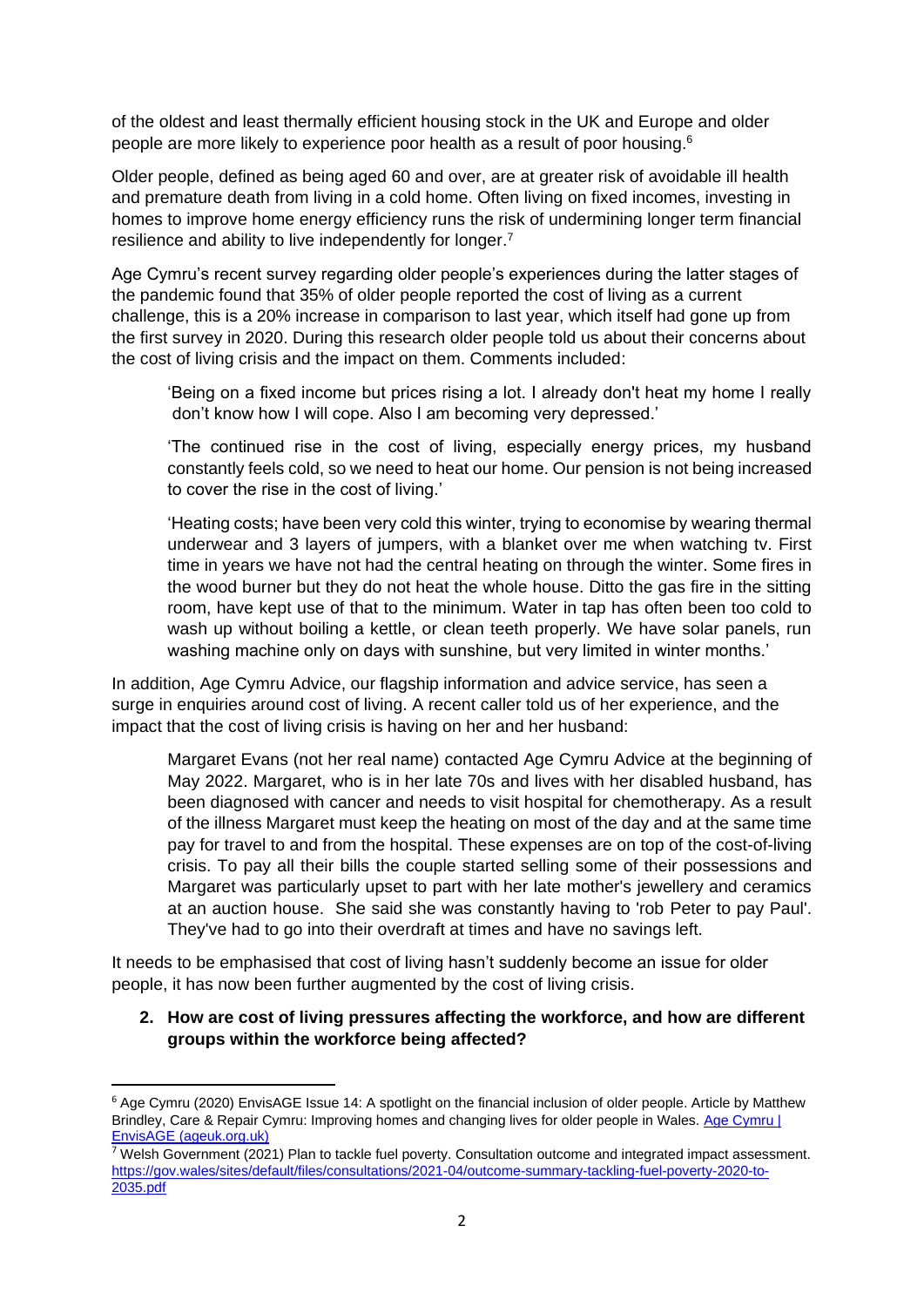of the oldest and least thermally efficient housing stock in the UK and Europe and older people are more likely to experience poor health as a result of poor housing.[6]

Older people, defined as being aged 60 and over, are at greater risk of avoidable ill health and premature death from living in a cold home. Often living on fixed incomes, investing in homes to improve home energy efficiency runs the risk of undermining longer term financial resilience and ability to live independently for longer.[7]

Age Cymru's recent survey regarding older people's experiences during the latter stages of the pandemic found that 35% of older people reported the cost of living as a current challenge, this is a 20% increase in comparison to last year, which itself had gone up from the first survey in 2020. During this research older people told us about their concerns about the cost of living crisis and the impact on them. Comments included:

> 'Being on a fixed income but prices rising a lot. I already don't heat my home I really don't know how I will cope. Also I am becoming very depressed.'
>
> 'The continued rise in the cost of living, especially energy prices, my husband constantly feels cold, so we need to heat our home. Our pension is not being increased to cover the rise in the cost of living.'
>
> 'Heating costs; have been very cold this winter, trying to economise by wearing thermal underwear and 3 layers of jumpers, with a blanket over me when watching tv. First time in years we have not had the central heating on through the winter. Some fires in the wood burner but they do not heat the whole house. Ditto the gas fire in the sitting room, have kept use of that to the minimum. Water in tap has often been too cold to wash up without boiling a kettle, or clean teeth properly. We have solar panels, run washing machine only on days with sunshine, but very limited in winter months.'

In addition, Age Cymru Advice, our flagship information and advice service, has seen a surge in enquiries around cost of living. A recent caller told us of her experience, and the impact that the cost of living crisis is having on her and her husband:

> Margaret Evans (not her real name) contacted Age Cymru Advice at the beginning of May 2022. Margaret, who is in her late 70s and lives with her disabled husband, has been diagnosed with cancer and needs to visit hospital for chemotherapy. As a result of the illness Margaret must keep the heating on most of the day and at the same time pay for travel to and from the hospital. These expenses are on top of the cost-of-living crisis. To pay all their bills the couple started selling some of their possessions and Margaret was particularly upset to part with her late mother's jewellery and ceramics at an auction house. She said she was constantly having to 'rob Peter to pay Paul'. They've had to go into their overdraft at times and have no savings left.

It needs to be emphasised that cost of living hasn't suddenly become an issue for older people, it has now been further augmented by the cost of living crisis.

**2. How are cost of living pressures affecting the workforce, and how are different groups within the workforce being affected?**

---

[6] Age Cymru (2020) EnvisAGE Issue 14: A spotlight on the financial inclusion of older people. Article by Matthew Brindley, Care & Repair Cymru: Improving homes and changing lives for older people in Wales. Age Cymru | EnvisAGE (ageuk.org.uk)

[7] Welsh Government (2021) Plan to tackle fuel poverty. Consultation outcome and integrated impact assessment. https://gov.wales/sites/default/files/consultations/2021-04/outcome-summary-tackling-fuel-poverty-2020-to-2035.pdf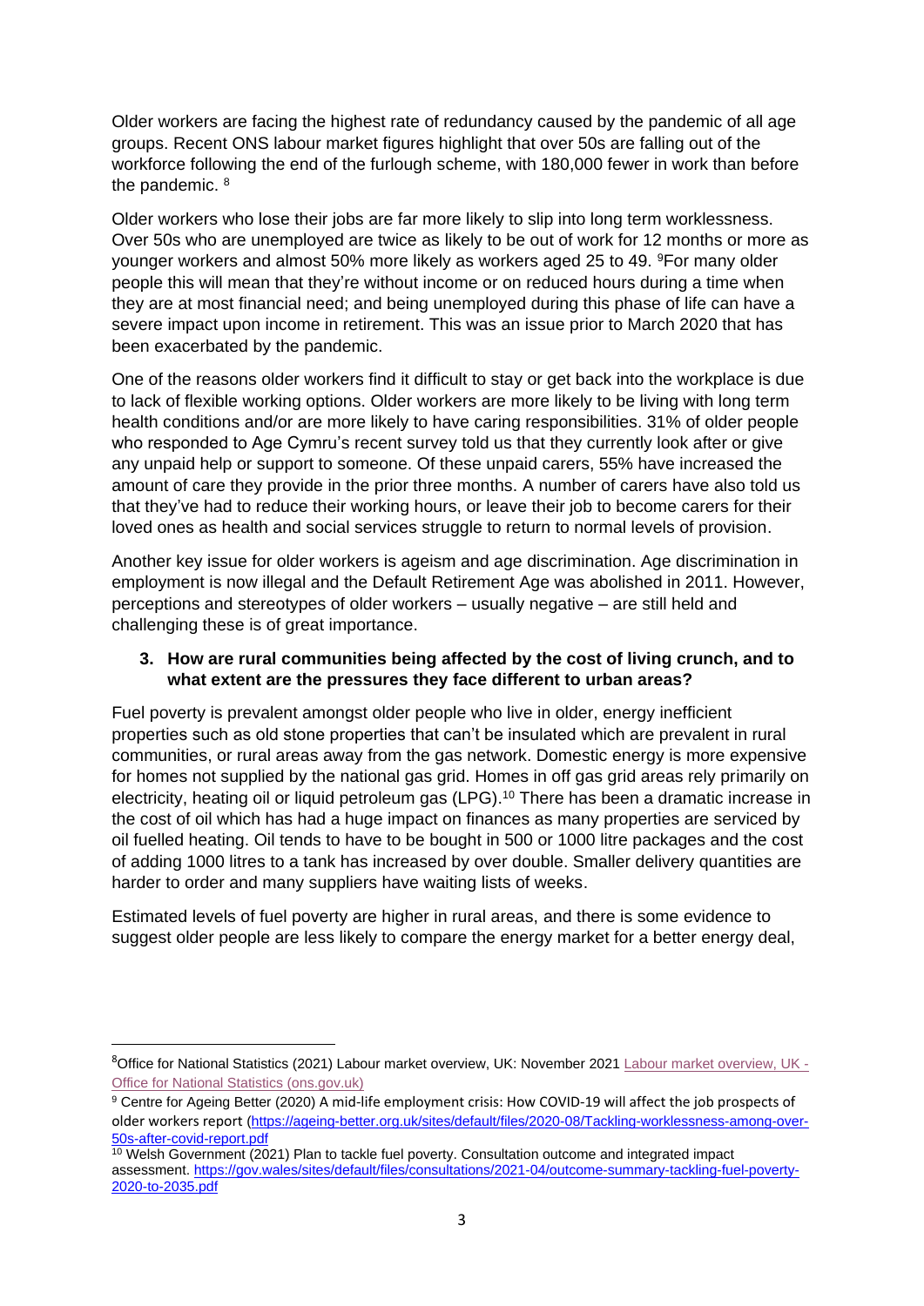Older workers are facing the highest rate of redundancy caused by the pandemic of all age groups. Recent ONS labour market figures highlight that over 50s are falling out of the workforce following the end of the furlough scheme, with 180,000 fewer in work than before the pandemic. [8]

Older workers who lose their jobs are far more likely to slip into long term worklessness. Over 50s who are unemployed are twice as likely to be out of work for 12 months or more as younger workers and almost 50% more likely as workers aged 25 to 49. [9]For many older people this will mean that they're without income or on reduced hours during a time when they are at most financial need; and being unemployed during this phase of life can have a severe impact upon income in retirement. This was an issue prior to March 2020 that has been exacerbated by the pandemic.

One of the reasons older workers find it difficult to stay or get back into the workplace is due to lack of flexible working options. Older workers are more likely to be living with long term health conditions and/or are more likely to have caring responsibilities. 31% of older people who responded to Age Cymru's recent survey told us that they currently look after or give any unpaid help or support to someone. Of these unpaid carers, 55% have increased the amount of care they provide in the prior three months. A number of carers have also told us that they've had to reduce their working hours, or leave their job to become carers for their loved ones as health and social services struggle to return to normal levels of provision.

Another key issue for older workers is ageism and age discrimination. Age discrimination in employment is now illegal and the Default Retirement Age was abolished in 2011. However, perceptions and stereotypes of older workers – usually negative – are still held and challenging these is of great importance.

3. **How are rural communities being affected by the cost of living crunch, and to what extent are the pressures they face different to urban areas?**

Fuel poverty is prevalent amongst older people who live in older, energy inefficient properties such as old stone properties that can't be insulated which are prevalent in rural communities, or rural areas away from the gas network. Domestic energy is more expensive for homes not supplied by the national gas grid. Homes in off gas grid areas rely primarily on electricity, heating oil or liquid petroleum gas (LPG).[10] There has been a dramatic increase in the cost of oil which has had a huge impact on finances as many properties are serviced by oil fuelled heating. Oil tends to have to be bought in 500 or 1000 litre packages and the cost of adding 1000 litres to a tank has increased by over double. Smaller delivery quantities are harder to order and many suppliers have waiting lists of weeks.

Estimated levels of fuel poverty are higher in rural areas, and there is some evidence to suggest older people are less likely to compare the energy market for a better energy deal,

---

[8] Office for National Statistics (2021) Labour market overview, UK: November 2021 [Labour market overview, UK - Office for National Statistics (ons.gov.uk)]

[9] Centre for Ageing Better (2020) A mid-life employment crisis: How COVID-19 will affect the job prospects of older workers report (https://ageing-better.org.uk/sites/default/files/2020-08/Tackling-worklessness-among-over-50s-after-covid-report.pdf

[10] Welsh Government (2021) Plan to tackle fuel poverty. Consultation outcome and integrated impact assessment. https://gov.wales/sites/default/files/consultations/2021-04/outcome-summary-tackling-fuel-poverty-2020-to-2035.pdf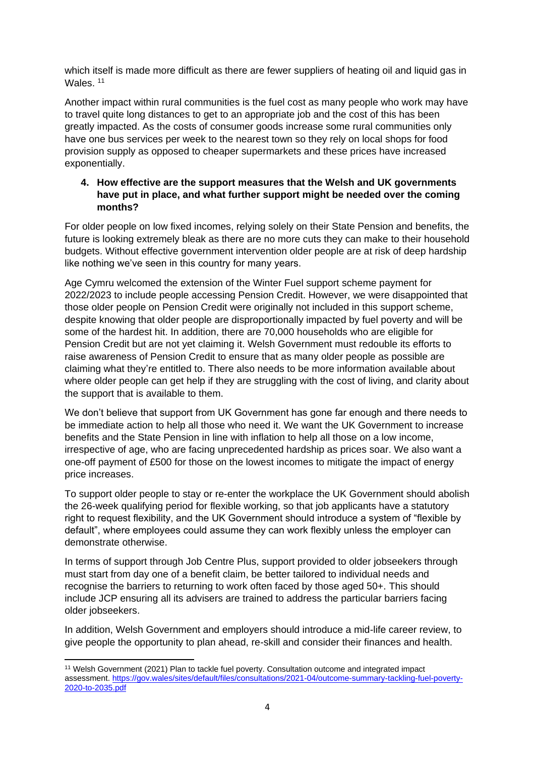which itself is made more difficult as there are fewer suppliers of heating oil and liquid gas in Wales. [11]

Another impact within rural communities is the fuel cost as many people who work may have to travel quite long distances to get to an appropriate job and the cost of this has been greatly impacted. As the costs of consumer goods increase some rural communities only have one bus services per week to the nearest town so they rely on local shops for food provision supply as opposed to cheaper supermarkets and these prices have increased exponentially.

4. **How effective are the support measures that the Welsh and UK governments have put in place, and what further support might be needed over the coming months?**

For older people on low fixed incomes, relying solely on their State Pension and benefits, the future is looking extremely bleak as there are no more cuts they can make to their household budgets. Without effective government intervention older people are at risk of deep hardship like nothing we've seen in this country for many years.

Age Cymru welcomed the extension of the Winter Fuel support scheme payment for 2022/2023 to include people accessing Pension Credit. However, we were disappointed that those older people on Pension Credit were originally not included in this support scheme, despite knowing that older people are disproportionally impacted by fuel poverty and will be some of the hardest hit. In addition, there are 70,000 households who are eligible for Pension Credit but are not yet claiming it. Welsh Government must redouble its efforts to raise awareness of Pension Credit to ensure that as many older people as possible are claiming what they're entitled to. There also needs to be more information available about where older people can get help if they are struggling with the cost of living, and clarity about the support that is available to them.

We don't believe that support from UK Government has gone far enough and there needs to be immediate action to help all those who need it. We want the UK Government to increase benefits and the State Pension in line with inflation to help all those on a low income, irrespective of age, who are facing unprecedented hardship as prices soar. We also want a one-off payment of £500 for those on the lowest incomes to mitigate the impact of energy price increases.

To support older people to stay or re-enter the workplace the UK Government should abolish the 26-week qualifying period for flexible working, so that job applicants have a statutory right to request flexibility, and the UK Government should introduce a system of "flexible by default", where employees could assume they can work flexibly unless the employer can demonstrate otherwise.

In terms of support through Job Centre Plus, support provided to older jobseekers through must start from day one of a benefit claim, be better tailored to individual needs and recognise the barriers to returning to work often faced by those aged 50+. This should include JCP ensuring all its advisers are trained to address the particular barriers facing older jobseekers.

In addition, Welsh Government and employers should introduce a mid-life career review, to give people the opportunity to plan ahead, re-skill and consider their finances and health.

---

[11] Welsh Government (2021) Plan to tackle fuel poverty. Consultation outcome and integrated impact assessment. https://gov.wales/sites/default/files/consultations/2021-04/outcome-summary-tackling-fuel-poverty-2020-to-2035.pdf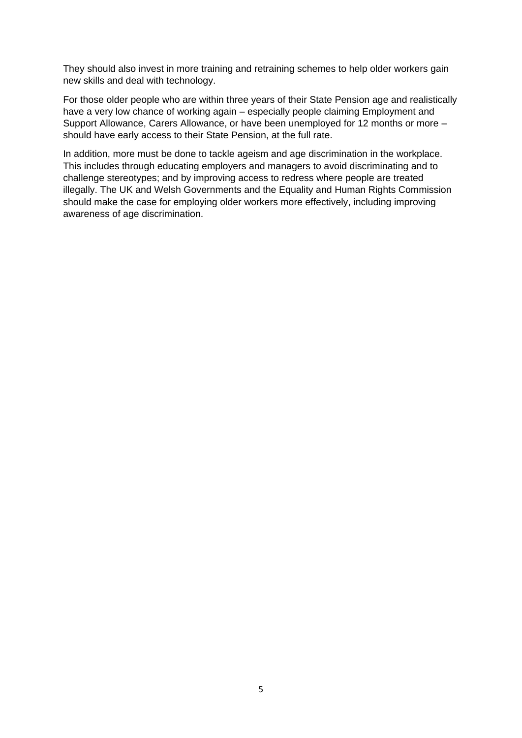They should also invest in more training and retraining schemes to help older workers gain new skills and deal with technology.

For those older people who are within three years of their State Pension age and realistically have a very low chance of working again – especially people claiming Employment and Support Allowance, Carers Allowance, or have been unemployed for 12 months or more – should have early access to their State Pension, at the full rate.

In addition, more must be done to tackle ageism and age discrimination in the workplace. This includes through educating employers and managers to avoid discriminating and to challenge stereotypes; and by improving access to redress where people are treated illegally. The UK and Welsh Governments and the Equality and Human Rights Commission should make the case for employing older workers more effectively, including improving awareness of age discrimination.